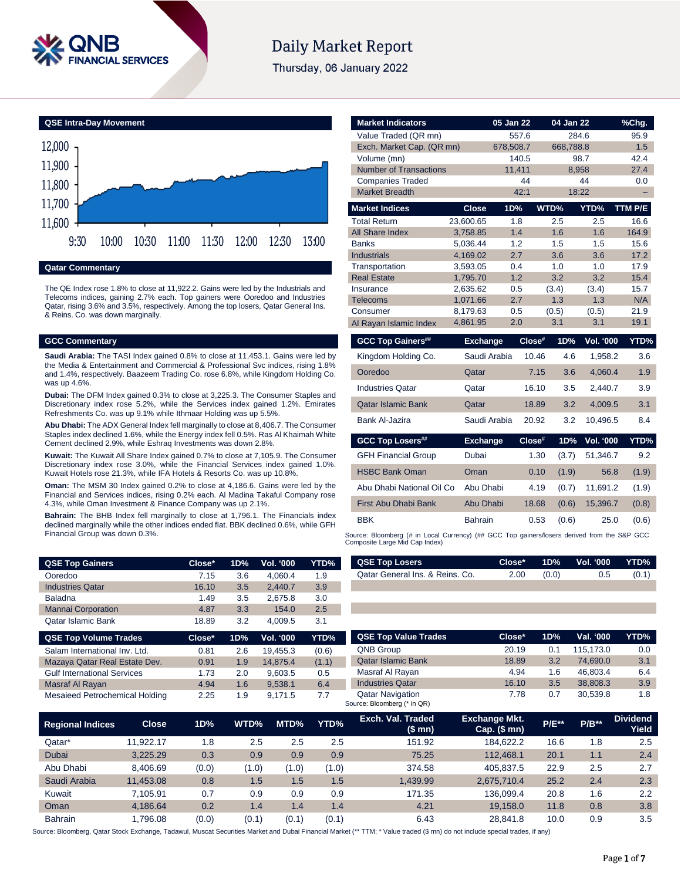# Daily Market Report

Thursday, 06 January 2022

## QSE Intra-Day Movement

## Qatar Commentary

The QE Index rose 1.8% to close at 11,922.2. Gains were led by the Industrials and Telecoms indices, gaining 2.7% each. Top gainers were Ooredoo and Industries Qatar, rising 3.6% and 3.5%, respectively. Among the top losers, Qatar General Ins. & Reins. Co. was down marginally.

## GCC Commentary

**Saudi Arabia:** The TASI Index gained 0.8% to close at 11,453.1. Gains were led by the Media & Entertainment and Commercial & Professional Svc indices, rising 1.8% and 1.4%, respectively. Baazeem Trading Co. rose 6.8%, while Kingdom Holding Co. was up 4.6%.

**Dubai:** The DFM Index gained 0.3% to close at 3,225.3. The Consumer Staples and Discretionary index rose 5.2%, while the Services index gained 1.2%. Emirates Refreshments Co. was up 9.1% while Ithmaar Holding was up 5.5%.

**Abu Dhabi:** The ADX General Index fell marginally to close at 8,406.7. The Consumer Staples index declined 1.6%, while the Energy index fell 0.5%. Ras Al Khaimah White Cement declined 2.9%, while Eshraq Investments was down 2.8%.

**Kuwait:** The Kuwait All Share Index gained 0.7% to close at 7,105.9. The Consumer Discretionary index rose 3.0%, while the Financial Services index gained 1.0%. Kuwait Hotels rose 21.3%, while IFA Hotels & Resorts Co. was up 10.8%.

**Oman:** The MSM 30 Index gained 0.2% to close at 4,186.6. Gains were led by the Financial and Services indices, rising 0.2% each. Al Madina Takaful Company rose 4.3%, while Oman Investment & Finance Company was up 2.1%.

**Bahrain:** The BHB Index fell marginally to close at 1,796.1. The Financials index declined marginally while the other indices ended flat. BBK declined 0.6%, while GFH Financial Group was down 0.3%.

| Market Indicators | 05 Jan 22 | 04 Jan 22 | %Chg. |
|---|---|---|---|
| Value Traded (QR mn) | 557.6 | 284.6 | 95.9 |
| Exch. Market Cap. (QR mn) | 678,508.7 | 668,788.8 | 1.5 |
| Volume (mn) | 140.5 | 98.7 | 42.4 |
| Number of Transactions | 11,411 | 8,958 | 27.4 |
| Companies Traded | 44 | 44 | 0.0 |
| Market Breadth | 42:1 | 18:22 | – |

| Market Indices | Close | 1D% | WTD% | YTD% | TTM P/E |
|---|---|---|---|---|---|
| Total Return | 23,600.65 | 1.8 | 2.5 | 2.5 | 16.6 |
| All Share Index | 3,758.85 | 1.4 | 1.6 | 1.6 | 164.9 |
| Banks | 5,036.44 | 1.2 | 1.5 | 1.5 | 15.6 |
| Industrials | 4,169.02 | 2.7 | 3.6 | 3.6 | 17.2 |
| Transportation | 3,593.05 | 0.4 | 1.0 | 1.0 | 17.9 |
| Real Estate | 1,795.70 | 1.2 | 3.2 | 3.2 | 15.4 |
| Insurance | 2,635.62 | 0.5 | (3.4) | (3.4) | 15.7 |
| Telecoms | 1,071.66 | 2.7 | 1.3 | 1.3 | N/A |
| Consumer | 8,179.63 | 0.5 | (0.5) | (0.5) | 21.9 |
| Al Rayan Islamic Index | 4,861.95 | 2.0 | 3.1 | 3.1 | 19.1 |

| GCC Top Gainers## | Exchange | Close# | 1D% | Vol. '000 | YTD% |
|---|---|---|---|---|---|
| Kingdom Holding Co. | Saudi Arabia | 10.46 | 4.6 | 1,958.2 | 3.6 |
| Ooredoo | Qatar | 7.15 | 3.6 | 4,060.4 | 1.9 |
| Industries Qatar | Qatar | 16.10 | 3.5 | 2,440.7 | 3.9 |
| Qatar Islamic Bank | Qatar | 18.89 | 3.2 | 4,009.5 | 3.1 |
| Bank Al-Jazira | Saudi Arabia | 20.92 | 3.2 | 10,496.5 | 8.4 |

| GCC Top Losers## | Exchange | Close# | 1D% | Vol. '000 | YTD% |
|---|---|---|---|---|---|
| GFH Financial Group | Dubai | 1.30 | (3.7) | 51,346.7 | 9.2 |
| HSBC Bank Oman | Oman | 0.10 | (1.9) | 56.8 | (1.9) |
| Abu Dhabi National Oil Co | Abu Dhabi | 4.19 | (0.7) | 11,691.2 | (1.9) |
| First Abu Dhabi Bank | Abu Dhabi | 18.68 | (0.6) | 15,396.7 | (0.8) |
| BBK | Bahrain | 0.53 | (0.6) | 25.0 | (0.6) |

Source: Bloomberg (# in Local Currency) (## GCC Top gainers/losers derived from the S&P GCC Composite Large Mid Cap Index)

| QSE Top Gainers | Close* | 1D% | Vol. '000 | YTD% |
|---|---|---|---|---|
| Ooredoo | 7.15 | 3.6 | 4,060.4 | 1.9 |
| Industries Qatar | 16.10 | 3.5 | 2,440.7 | 3.9 |
| Baladna | 1.49 | 3.5 | 2,675.8 | 3.0 |
| Mannai Corporation | 4.87 | 3.3 | 154.0 | 2.5 |
| Qatar Islamic Bank | 18.89 | 3.2 | 4,009.5 | 3.1 |

| QSE Top Losers | Close* | 1D% | Vol. '000 | YTD% |
|---|---|---|---|---|
| Qatar General Ins. & Reins. Co. | 2.00 | (0.0) | 0.5 | (0.1) |

| QSE Top Volume Trades | Close* | 1D% | Vol. '000 | YTD% |
|---|---|---|---|---|
| Salam International Inv. Ltd. | 0.81 | 2.6 | 19,455.3 | (0.6) |
| Mazaya Qatar Real Estate Dev. | 0.91 | 1.9 | 14,875.4 | (1.1) |
| Gulf International Services | 1.73 | 2.0 | 9,603.5 | 0.5 |
| Masraf Al Rayan | 4.94 | 1.6 | 9,538.1 | 6.4 |
| Mesaieed Petrochemical Holding | 2.25 | 1.9 | 9,171.5 | 7.7 |

| QSE Top Value Trades | Close* | 1D% | Val. '000 | YTD% |
|---|---|---|---|---|
| QNB Group | 20.19 | 0.1 | 115,173.0 | 0.0 |
| Qatar Islamic Bank | 18.89 | 3.2 | 74,690.0 | 3.1 |
| Masraf Al Rayan | 4.94 | 1.6 | 46,803.4 | 6.4 |
| Industries Qatar | 16.10 | 3.5 | 38,808.3 | 3.9 |
| Qatar Navigation | 7.78 | 0.7 | 30,539.8 | 1.8 |

Source: Bloomberg (* in QR)

| Regional Indices | Close | 1D% | WTD% | MTD% | YTD% | Exch. Val. Traded ($ mn) | Exchange Mkt. Cap. ($ mn) | P/E** | P/B** | Dividend Yield |
|---|---|---|---|---|---|---|---|---|---|---|
| Qatar* | 11,922.17 | 1.8 | 2.5 | 2.5 | 2.5 | 151.92 | 184,622.2 | 16.6 | 1.8 | 2.5 |
| Dubai | 3,225.29 | 0.3 | 0.9 | 0.9 | 0.9 | 75.25 | 112,468.1 | 20.1 | 1.1 | 2.4 |
| Abu Dhabi | 8,406.69 | (0.0) | (1.0) | (1.0) | (1.0) | 374.58 | 405,837.5 | 22.9 | 2.5 | 2.7 |
| Saudi Arabia | 11,453.08 | 0.8 | 1.5 | 1.5 | 1.5 | 1,439.99 | 2,675,710.4 | 25.2 | 2.4 | 2.3 |
| Kuwait | 7,105.91 | 0.7 | 0.9 | 0.9 | 0.9 | 171.35 | 136,099.4 | 20.8 | 1.6 | 2.2 |
| Oman | 4,186.64 | 0.2 | 1.4 | 1.4 | 1.4 | 4.21 | 19,158.0 | 11.8 | 0.8 | 3.8 |
| Bahrain | 1,796.08 | (0.0) | (0.1) | (0.1) | (0.1) | 6.43 | 28,841.8 | 10.0 | 0.9 | 3.5 |

Source: Bloomberg, Qatar Stock Exchange, Tadawul, Muscat Securities Market and Dubai Financial Market (** TTM; * Value traded ($ mn) do not include special trades, if any)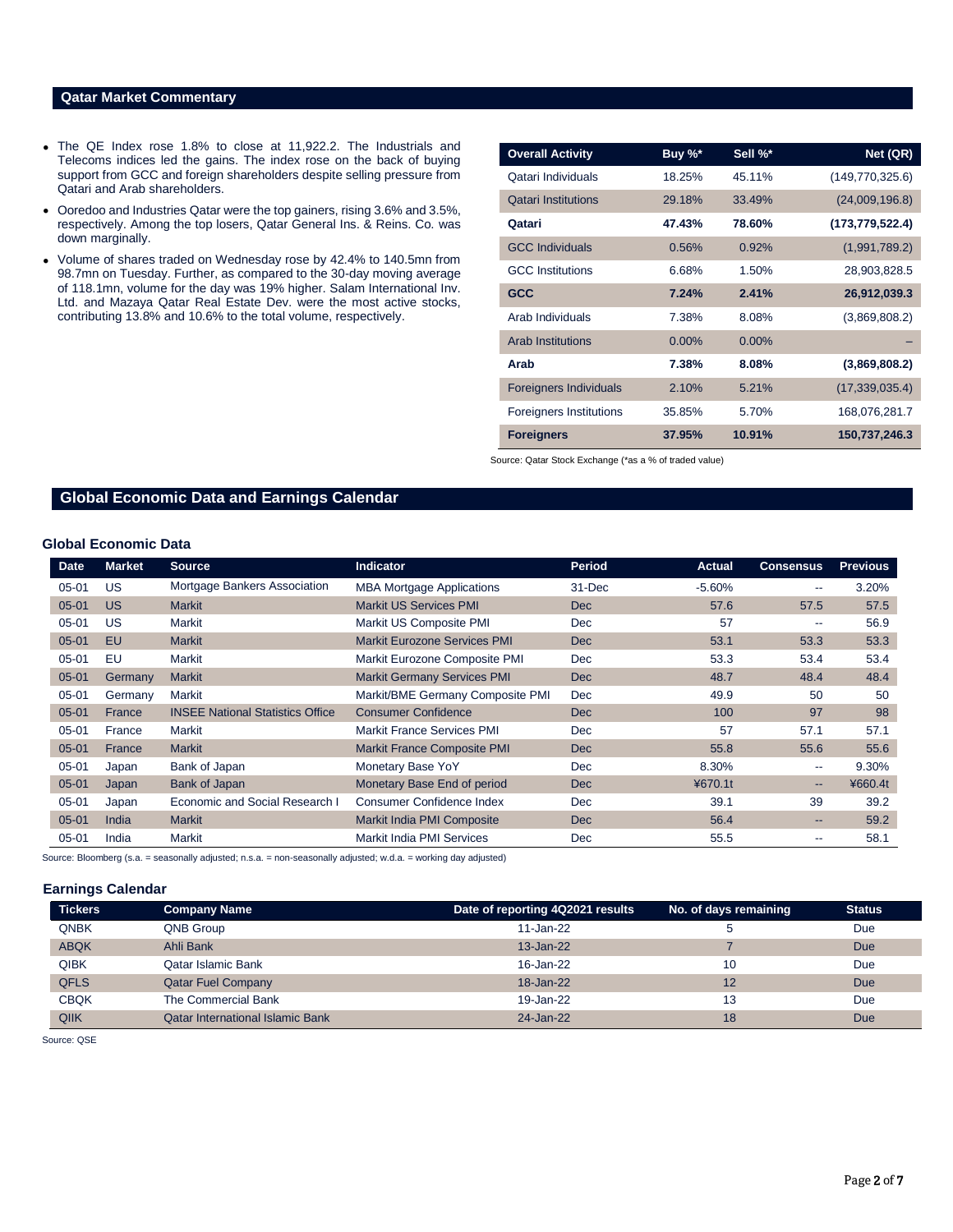## Qatar Market Commentary

- The QE Index rose 1.8% to close at 11,922.2. The Industrials and Telecoms indices led the gains. The index rose on the back of buying support from GCC and foreign shareholders despite selling pressure from Qatari and Arab shareholders.
- Ooredoo and Industries Qatar were the top gainers, rising 3.6% and 3.5%, respectively. Among the top losers, Qatar General Ins. & Reins. Co. was down marginally.
- Volume of shares traded on Wednesday rose by 42.4% to 140.5mn from 98.7mn on Tuesday. Further, as compared to the 30-day moving average of 118.1mn, volume for the day was 19% higher. Salam International Inv. Ltd. and Mazaya Qatar Real Estate Dev. were the most active stocks, contributing 13.8% and 10.6% to the total volume, respectively.

| Overall Activity | Buy %* | Sell %* | Net (QR) |
|---|---|---|---|
| Qatari Individuals | 18.25% | 45.11% | (149,770,325.6) |
| Qatari Institutions | 29.18% | 33.49% | (24,009,196.8) |
| **Qatari** | **47.43%** | **78.60%** | **(173,779,522.4)** |
| GCC Individuals | 0.56% | 0.92% | (1,991,789.2) |
| GCC Institutions | 6.68% | 1.50% | 28,903,828.5 |
| **GCC** | **7.24%** | **2.41%** | **26,912,039.3** |
| Arab Individuals | 7.38% | 8.08% | (3,869,808.2) |
| Arab Institutions | 0.00% | 0.00% | – |
| **Arab** | **7.38%** | **8.08%** | **(3,869,808.2)** |
| Foreigners Individuals | 2.10% | 5.21% | (17,339,035.4) |
| Foreigners Institutions | 35.85% | 5.70% | 168,076,281.7 |
| **Foreigners** | **37.95%** | **10.91%** | **150,737,246.3** |

Source: Qatar Stock Exchange (*as a % of traded value)

## Global Economic Data and Earnings Calendar

### Global Economic Data

| Date | Market | Source | Indicator | Period | Actual | Consensus | Previous |
|---|---|---|---|---|---|---|---|
| 05-01 | US | Mortgage Bankers Association | MBA Mortgage Applications | 31-Dec | -5.60% | -- | 3.20% |
| 05-01 | US | Markit | Markit US Services PMI | Dec | 57.6 | 57.5 | 57.5 |
| 05-01 | US | Markit | Markit US Composite PMI | Dec | 57 | -- | 56.9 |
| 05-01 | EU | Markit | Markit Eurozone Services PMI | Dec | 53.1 | 53.3 | 53.3 |
| 05-01 | EU | Markit | Markit Eurozone Composite PMI | Dec | 53.3 | 53.4 | 53.4 |
| 05-01 | Germany | Markit | Markit Germany Services PMI | Dec | 48.7 | 48.4 | 48.4 |
| 05-01 | Germany | Markit | Markit/BME Germany Composite PMI | Dec | 49.9 | 50 | 50 |
| 05-01 | France | INSEE National Statistics Office | Consumer Confidence | Dec | 100 | 97 | 98 |
| 05-01 | France | Markit | Markit France Services PMI | Dec | 57 | 57.1 | 57.1 |
| 05-01 | France | Markit | Markit France Composite PMI | Dec | 55.8 | 55.6 | 55.6 |
| 05-01 | Japan | Bank of Japan | Monetary Base YoY | Dec | 8.30% | -- | 9.30% |
| 05-01 | Japan | Bank of Japan | Monetary Base End of period | Dec | ¥670.1t | -- | ¥660.4t |
| 05-01 | Japan | Economic and Social Research I | Consumer Confidence Index | Dec | 39.1 | 39 | 39.2 |
| 05-01 | India | Markit | Markit India PMI Composite | Dec | 56.4 | -- | 59.2 |
| 05-01 | India | Markit | Markit India PMI Services | Dec | 55.5 | -- | 58.1 |

Source: Bloomberg (s.a. = seasonally adjusted; n.s.a. = non-seasonally adjusted; w.d.a. = working day adjusted)

### Earnings Calendar

| Tickers | Company Name | Date of reporting 4Q2021 results | No. of days remaining | Status |
|---|---|---|---|---|
| QNBK | QNB Group | 11-Jan-22 | 5 | Due |
| ABQK | Ahli Bank | 13-Jan-22 | 7 | Due |
| QIBK | Qatar Islamic Bank | 16-Jan-22 | 10 | Due |
| QFLS | Qatar Fuel Company | 18-Jan-22 | 12 | Due |
| CBQK | The Commercial Bank | 19-Jan-22 | 13 | Due |
| QIIK | Qatar International Islamic Bank | 24-Jan-22 | 18 | Due |

Source: QSE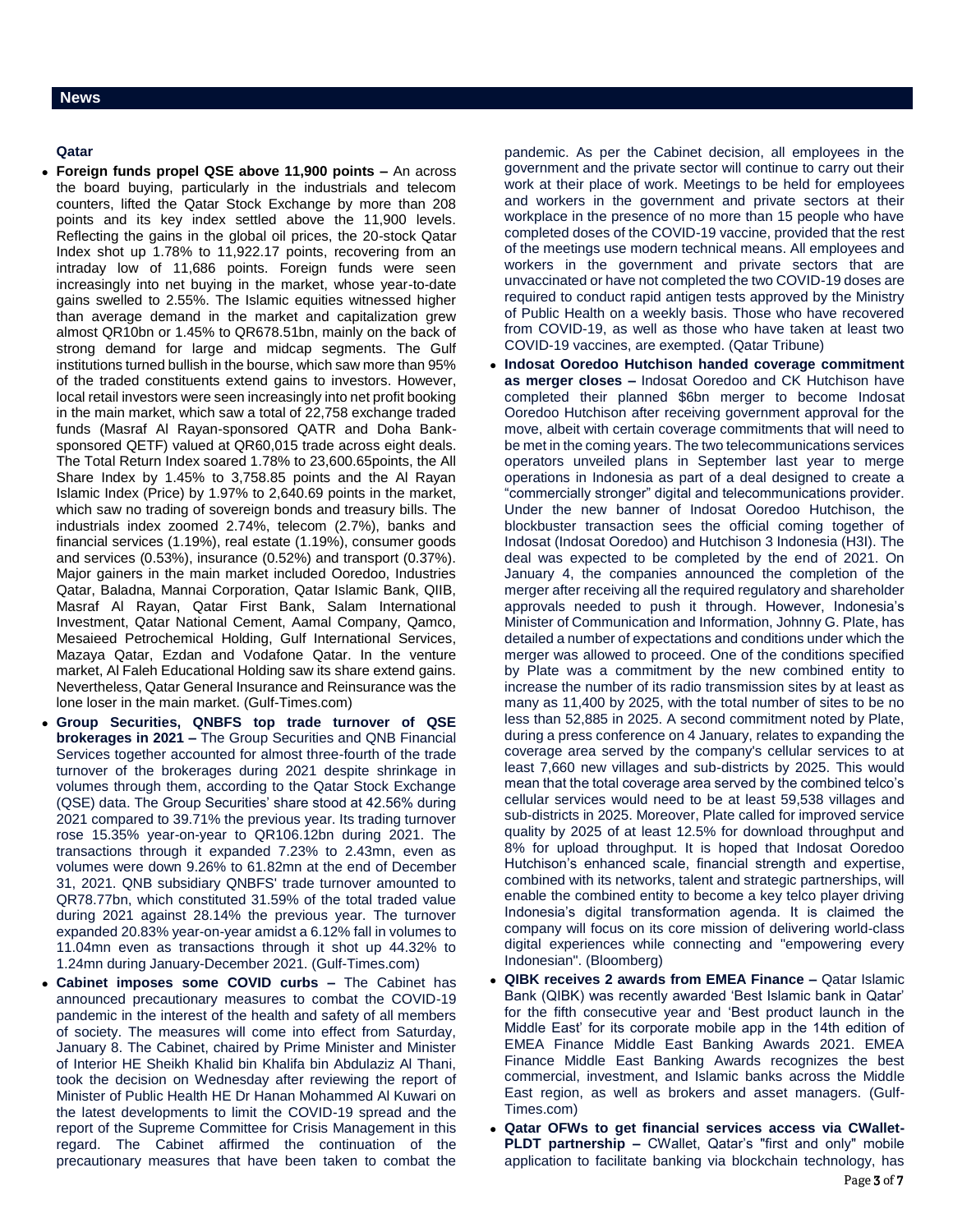## News

### Qatar

- **Foreign funds propel QSE above 11,900 points –** An across the board buying, particularly in the industrials and telecom counters, lifted the Qatar Stock Exchange by more than 208 points and its key index settled above the 11,900 levels. Reflecting the gains in the global oil prices, the 20-stock Qatar Index shot up 1.78% to 11,922.17 points, recovering from an intraday low of 11,686 points. Foreign funds were seen increasingly into net buying in the market, whose year-to-date gains swelled to 2.55%. The Islamic equities witnessed higher than average demand in the market and capitalization grew almost QR10bn or 1.45% to QR678.51bn, mainly on the back of strong demand for large and midcap segments. The Gulf institutions turned bullish in the bourse, which saw more than 95% of the traded constituents extend gains to investors. However, local retail investors were seen increasingly into net profit booking in the main market, which saw a total of 22,758 exchange traded funds (Masraf Al Rayan-sponsored QATR and Doha Bank-sponsored QETF) valued at QR60,015 trade across eight deals. The Total Return Index soared 1.78% to 23,600.65points, the All Share Index by 1.45% to 3,758.85 points and the Al Rayan Islamic Index (Price) by 1.97% to 2,640.69 points in the market, which saw no trading of sovereign bonds and treasury bills. The industrials index zoomed 2.74%, telecom (2.7%), banks and financial services (1.19%), real estate (1.19%), consumer goods and services (0.53%), insurance (0.52%) and transport (0.37%). Major gainers in the main market included Ooredoo, Industries Qatar, Baladna, Mannai Corporation, Qatar Islamic Bank, QIIB, Masraf Al Rayan, Qatar First Bank, Salam International Investment, Qatar National Cement, Aamal Company, Qamco, Mesaieed Petrochemical Holding, Gulf International Services, Mazaya Qatar, Ezdan and Vodafone Qatar. In the venture market, Al Faleh Educational Holding saw its share extend gains. Nevertheless, Qatar General Insurance and Reinsurance was the lone loser in the main market. (Gulf-Times.com)
- **Group Securities, QNBFS top trade turnover of QSE brokerages in 2021 –** The Group Securities and QNB Financial Services together accounted for almost three-fourth of the trade turnover of the brokerages during 2021 despite shrinkage in volumes through them, according to the Qatar Stock Exchange (QSE) data. The Group Securities' share stood at 42.56% during 2021 compared to 39.71% the previous year. Its trading turnover rose 15.35% year-on-year to QR106.12bn during 2021. The transactions through it expanded 7.23% to 2.43mn, even as volumes were down 9.26% to 61.82mn at the end of December 31, 2021. QNB subsidiary QNBFS' trade turnover amounted to QR78.77bn, which constituted 31.59% of the total traded value during 2021 against 28.14% the previous year. The turnover expanded 20.83% year-on-year amidst a 6.12% fall in volumes to 11.04mn even as transactions through it shot up 44.32% to 1.24mn during January-December 2021. (Gulf-Times.com)
- **Cabinet imposes some COVID curbs –** The Cabinet has announced precautionary measures to combat the COVID-19 pandemic in the interest of the health and safety of all members of society. The measures will come into effect from Saturday, January 8. The Cabinet, chaired by Prime Minister and Minister of Interior HE Sheikh Khalid bin Khalifa bin Abdulaziz Al Thani, took the decision on Wednesday after reviewing the report of Minister of Public Health HE Dr Hanan Mohammed Al Kuwari on the latest developments to limit the COVID-19 spread and the report of the Supreme Committee for Crisis Management in this regard. The Cabinet affirmed the continuation of the precautionary measures that have been taken to combat the pandemic. As per the Cabinet decision, all employees in the government and the private sector will continue to carry out their work at their place of work. Meetings to be held for employees and workers in the government and private sectors at their workplace in the presence of no more than 15 people who have completed doses of the COVID-19 vaccine, provided that the rest of the meetings use modern technical means. All employees and workers in the government and private sectors that are unvaccinated or have not completed the two COVID-19 doses are required to conduct rapid antigen tests approved by the Ministry of Public Health on a weekly basis. Those who have recovered from COVID-19, as well as those who have taken at least two COVID-19 vaccines, are exempted. (Qatar Tribune)
- **Indosat Ooredoo Hutchison handed coverage commitment as merger closes –** Indosat Ooredoo and CK Hutchison have completed their planned $6bn merger to become Indosat Ooredoo Hutchison after receiving government approval for the move, albeit with certain coverage commitments that will need to be met in the coming years. The two telecommunications services operators unveiled plans in September last year to merge operations in Indonesia as part of a deal designed to create a "commercially stronger" digital and telecommunications provider. Under the new banner of Indosat Ooredoo Hutchison, the blockbuster transaction sees the official coming together of Indosat (Indosat Ooredoo) and Hutchison 3 Indonesia (H3I). The deal was expected to be completed by the end of 2021. On January 4, the companies announced the completion of the merger after receiving all the required regulatory and shareholder approvals needed to push it through. However, Indonesia's Minister of Communication and Information, Johnny G. Plate, has detailed a number of expectations and conditions under which the merger was allowed to proceed. One of the conditions specified by Plate was a commitment by the new combined entity to increase the number of its radio transmission sites by at least as many as 11,400 by 2025, with the total number of sites to be no less than 52,885 in 2025. A second commitment noted by Plate, during a press conference on 4 January, relates to expanding the coverage area served by the company's cellular services to at least 7,660 new villages and sub-districts by 2025. This would mean that the total coverage area served by the combined telco's cellular services would need to be at least 59,538 villages and sub-districts in 2025. Moreover, Plate called for improved service quality by 2025 of at least 12.5% for download throughput and 8% for upload throughput. It is hoped that Indosat Ooredoo Hutchison's enhanced scale, financial strength and expertise, combined with its networks, talent and strategic partnerships, will enable the combined entity to become a key telco player driving Indonesia's digital transformation agenda. It is claimed the company will focus on its core mission of delivering world-class digital experiences while connecting and "empowering every Indonesian". (Bloomberg)
- **QIBK receives 2 awards from EMEA Finance –** Qatar Islamic Bank (QIBK) was recently awarded 'Best Islamic bank in Qatar' for the fifth consecutive year and 'Best product launch in the Middle East' for its corporate mobile app in the 14th edition of EMEA Finance Middle East Banking Awards 2021. EMEA Finance Middle East Banking Awards recognizes the best commercial, investment, and Islamic banks across the Middle East region, as well as brokers and asset managers. (Gulf-Times.com)
- **Qatar OFWs to get financial services access via CWallet-PLDT partnership –** CWallet, Qatar's "first and only" mobile application to facilitate banking via blockchain technology, has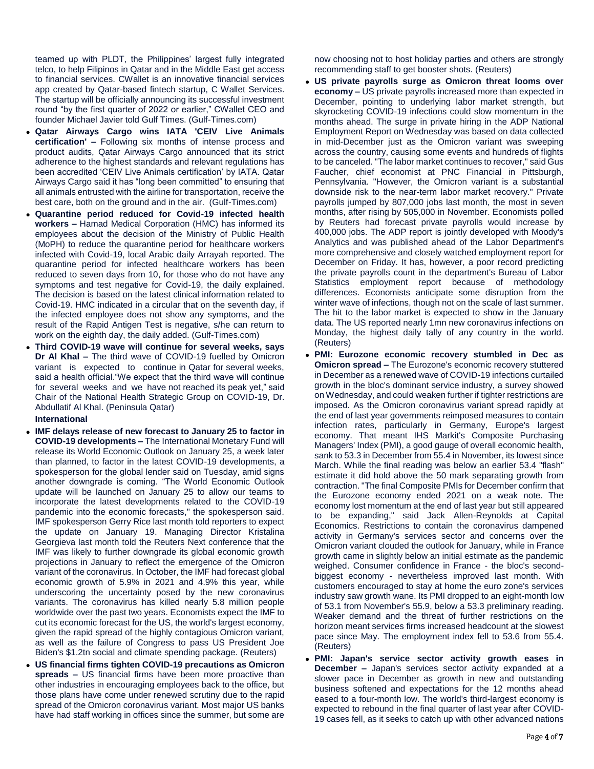teamed up with PLDT, the Philippines' largest fully integrated telco, to help Filipinos in Qatar and in the Middle East get access to financial services. CWallet is an innovative financial services app created by Qatar-based fintech startup, C Wallet Services. The startup will be officially announcing its successful investment round "by the first quarter of 2022 or earlier," CWallet CEO and founder Michael Javier told Gulf Times. (Gulf-Times.com)

- **Qatar Airways Cargo wins IATA 'CEIV Live Animals certification' –** Following six months of intense process and product audits, Qatar Airways Cargo announced that its strict adherence to the highest standards and relevant regulations has been accredited 'CEIV Live Animals certification' by IATA. Qatar Airways Cargo said it has "long been committed" to ensuring that all animals entrusted with the airline for transportation, receive the best care, both on the ground and in the air. (Gulf-Times.com)
- **Quarantine period reduced for Covid-19 infected health workers –** Hamad Medical Corporation (HMC) has informed its employees about the decision of the Ministry of Public Health (MoPH) to reduce the quarantine period for healthcare workers infected with Covid-19, local Arabic daily Arrayah reported. The quarantine period for infected healthcare workers has been reduced to seven days from 10, for those who do not have any symptoms and test negative for Covid-19, the daily explained. The decision is based on the latest clinical information related to Covid-19. HMC indicated in a circular that on the seventh day, if the infected employee does not show any symptoms, and the result of the Rapid Antigen Test is negative, s/he can return to work on the eighth day, the daily added. (Gulf-Times.com)
- **Third COVID-19 wave will continue for several weeks, says Dr Al Khal –** The third wave of COVID-19 fuelled by Omicron variant is expected to continue in Qatar for several weeks, said a health official."We expect that the third wave will continue for several weeks and we have not reached its peak yet," said Chair of the National Health Strategic Group on COVID-19, Dr. Abdullatif Al Khal. (Peninsula Qatar)

**International**

- **IMF delays release of new forecast to January 25 to factor in COVID-19 developments –** The International Monetary Fund will release its World Economic Outlook on January 25, a week later than planned, to factor in the latest COVID-19 developments, a spokesperson for the global lender said on Tuesday, amid signs another downgrade is coming. "The World Economic Outlook update will be launched on January 25 to allow our teams to incorporate the latest developments related to the COVID-19 pandemic into the economic forecasts," the spokesperson said. IMF spokesperson Gerry Rice last month told reporters to expect the update on January 19. Managing Director Kristalina Georgieva last month told the Reuters Next conference that the IMF was likely to further downgrade its global economic growth projections in January to reflect the emergence of the Omicron variant of the coronavirus. In October, the IMF had forecast global economic growth of 5.9% in 2021 and 4.9% this year, while underscoring the uncertainty posed by the new coronavirus variants. The coronavirus has killed nearly 5.8 million people worldwide over the past two years. Economists expect the IMF to cut its economic forecast for the US, the world's largest economy, given the rapid spread of the highly contagious Omicron variant, as well as the failure of Congress to pass US President Joe Biden's $1.2tn social and climate spending package. (Reuters)
- **US financial firms tighten COVID-19 precautions as Omicron spreads –** US financial firms have been more proactive than other industries in encouraging employees back to the office, but those plans have come under renewed scrutiny due to the rapid spread of the Omicron coronavirus variant. Most major US banks have had staff working in offices since the summer, but some are now choosing not to host holiday parties and others are strongly recommending staff to get booster shots. (Reuters)
- **US private payrolls surge as Omicron threat looms over economy –** US private payrolls increased more than expected in December, pointing to underlying labor market strength, but skyrocketing COVID-19 infections could slow momentum in the months ahead. The surge in private hiring in the ADP National Employment Report on Wednesday was based on data collected in mid-December just as the Omicron variant was sweeping across the country, causing some events and hundreds of flights to be canceled. "The labor market continues to recover," said Gus Faucher, chief economist at PNC Financial in Pittsburgh, Pennsylvania. "However, the Omicron variant is a substantial downside risk to the near-term labor market recovery." Private payrolls jumped by 807,000 jobs last month, the most in seven months, after rising by 505,000 in November. Economists polled by Reuters had forecast private payrolls would increase by 400,000 jobs. The ADP report is jointly developed with Moody's Analytics and was published ahead of the Labor Department's more comprehensive and closely watched employment report for December on Friday. It has, however, a poor record predicting the private payrolls count in the department's Bureau of Labor Statistics employment report because of methodology differences. Economists anticipate some disruption from the winter wave of infections, though not on the scale of last summer. The hit to the labor market is expected to show in the January data. The US reported nearly 1mn new coronavirus infections on Monday, the highest daily tally of any country in the world. (Reuters)
- **PMI: Eurozone economic recovery stumbled in Dec as Omicron spread –** The Eurozone's economic recovery stuttered in December as a renewed wave of COVID-19 infections curtailed growth in the bloc's dominant service industry, a survey showed on Wednesday, and could weaken further if tighter restrictions are imposed. As the Omicron coronavirus variant spread rapidly at the end of last year governments reimposed measures to contain infection rates, particularly in Germany, Europe's largest economy. That meant IHS Markit's Composite Purchasing Managers' Index (PMI), a good gauge of overall economic health, sank to 53.3 in December from 55.4 in November, its lowest since March. While the final reading was below an earlier 53.4 "flash" estimate it did hold above the 50 mark separating growth from contraction. "The final Composite PMIs for December confirm that the Eurozone economy ended 2021 on a weak note. The economy lost momentum at the end of last year but still appeared to be expanding," said Jack Allen-Reynolds at Capital Economics. Restrictions to contain the coronavirus dampened activity in Germany's services sector and concerns over the Omicron variant clouded the outlook for January, while in France growth came in slightly below an initial estimate as the pandemic weighed. Consumer confidence in France - the bloc's second-biggest economy - nevertheless improved last month. With customers encouraged to stay at home the euro zone's services industry saw growth wane. Its PMI dropped to an eight-month low of 53.1 from November's 55.9, below a 53.3 preliminary reading. Weaker demand and the threat of further restrictions on the horizon meant services firms increased headcount at the slowest pace since May. The employment index fell to 53.6 from 55.4. (Reuters)
- **PMI: Japan's service sector activity growth eases in December –** Japan's services sector activity expanded at a slower pace in December as growth in new and outstanding business softened and expectations for the 12 months ahead eased to a four-month low. The world's third-largest economy is expected to rebound in the final quarter of last year after COVID-19 cases fell, as it seeks to catch up with other advanced nations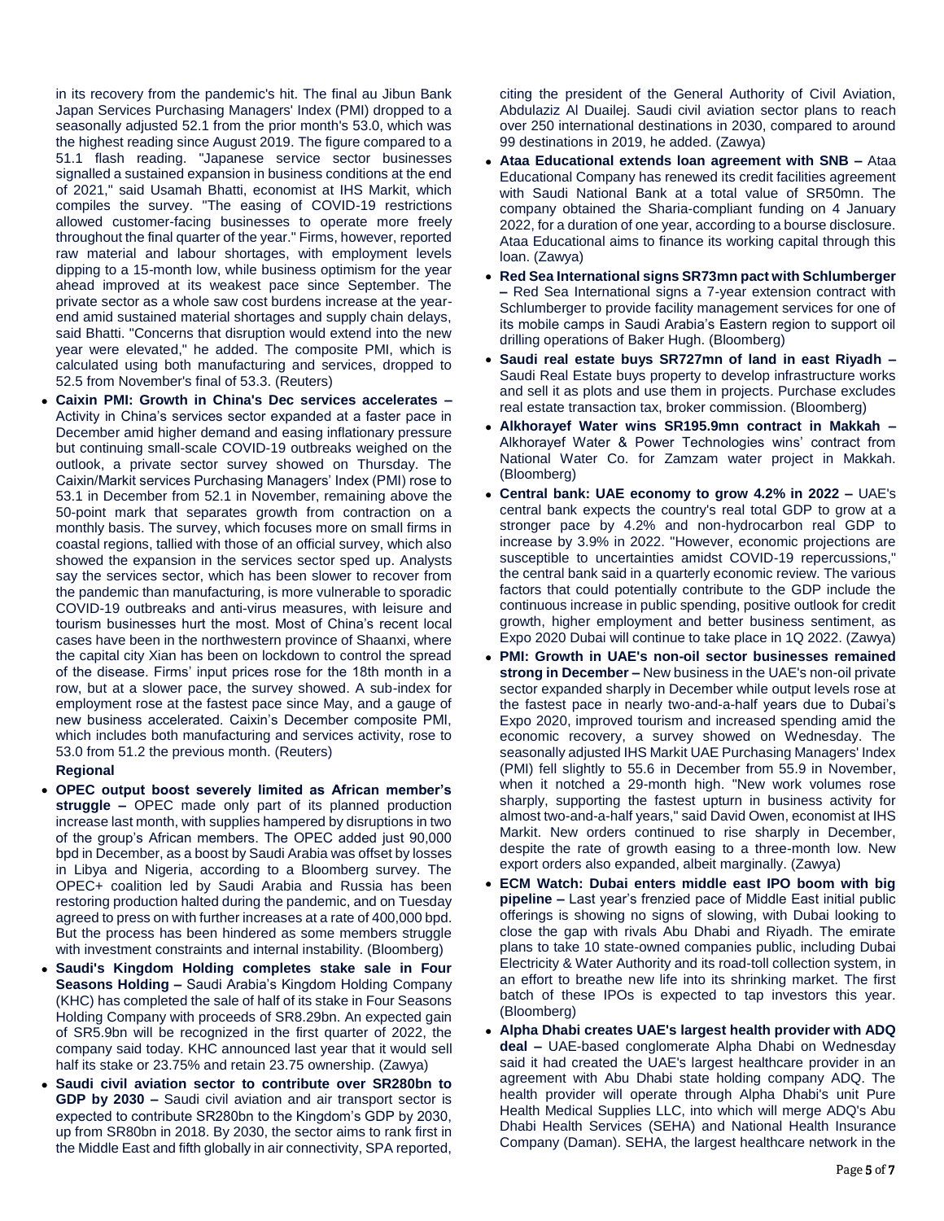in its recovery from the pandemic's hit. The final au Jibun Bank Japan Services Purchasing Managers' Index (PMI) dropped to a seasonally adjusted 52.1 from the prior month's 53.0, which was the highest reading since August 2019. The figure compared to a 51.1 flash reading. "Japanese service sector businesses signalled a sustained expansion in business conditions at the end of 2021," said Usamah Bhatti, economist at IHS Markit, which compiles the survey. "The easing of COVID-19 restrictions allowed customer-facing businesses to operate more freely throughout the final quarter of the year." Firms, however, reported raw material and labour shortages, with employment levels dipping to a 15-month low, while business optimism for the year ahead improved at its weakest pace since September. The private sector as a whole saw cost burdens increase at the year-end amid sustained material shortages and supply chain delays, said Bhatti. "Concerns that disruption would extend into the new year were elevated," he added. The composite PMI, which is calculated using both manufacturing and services, dropped to 52.5 from November's final of 53.3. (Reuters)

- **Caixin PMI: Growth in China's Dec services accelerates –** Activity in China's services sector expanded at a faster pace in December amid higher demand and easing inflationary pressure but continuing small-scale COVID-19 outbreaks weighed on the outlook, a private sector survey showed on Thursday. The Caixin/Markit services Purchasing Managers' Index (PMI) rose to 53.1 in December from 52.1 in November, remaining above the 50-point mark that separates growth from contraction on a monthly basis. The survey, which focuses more on small firms in coastal regions, tallied with those of an official survey, which also showed the expansion in the services sector sped up. Analysts say the services sector, which has been slower to recover from the pandemic than manufacturing, is more vulnerable to sporadic COVID-19 outbreaks and anti-virus measures, with leisure and tourism businesses hurt the most. Most of China's recent local cases have been in the northwestern province of Shaanxi, where the capital city Xian has been on lockdown to control the spread of the disease. Firms' input prices rose for the 18th month in a row, but at a slower pace, the survey showed. A sub-index for employment rose at the fastest pace since May, and a gauge of new business accelerated. Caixin's December composite PMI, which includes both manufacturing and services activity, rose to 53.0 from 51.2 the previous month. (Reuters)

**Regional**

- **OPEC output boost severely limited as African member's struggle –** OPEC made only part of its planned production increase last month, with supplies hampered by disruptions in two of the group's African members. The OPEC added just 90,000 bpd in December, as a boost by Saudi Arabia was offset by losses in Libya and Nigeria, according to a Bloomberg survey. The OPEC+ coalition led by Saudi Arabia and Russia has been restoring production halted during the pandemic, and on Tuesday agreed to press on with further increases at a rate of 400,000 bpd. But the process has been hindered as some members struggle with investment constraints and internal instability. (Bloomberg)
- **Saudi's Kingdom Holding completes stake sale in Four Seasons Holding –** Saudi Arabia's Kingdom Holding Company (KHC) has completed the sale of half of its stake in Four Seasons Holding Company with proceeds of SR8.29bn. An expected gain of SR5.9bn will be recognized in the first quarter of 2022, the company said today. KHC announced last year that it would sell half its stake or 23.75% and retain 23.75 ownership. (Zawya)
- **Saudi civil aviation sector to contribute over SR280bn to GDP by 2030 –** Saudi civil aviation and air transport sector is expected to contribute SR280bn to the Kingdom's GDP by 2030, up from SR80bn in 2018. By 2030, the sector aims to rank first in the Middle East and fifth globally in air connectivity, SPA reported, citing the president of the General Authority of Civil Aviation, Abdulaziz Al Duailej. Saudi civil aviation sector plans to reach over 250 international destinations in 2030, compared to around 99 destinations in 2019, he added. (Zawya)
- **Ataa Educational extends loan agreement with SNB –** Ataa Educational Company has renewed its credit facilities agreement with Saudi National Bank at a total value of SR50mn. The company obtained the Sharia-compliant funding on 4 January 2022, for a duration of one year, according to a bourse disclosure. Ataa Educational aims to finance its working capital through this loan. (Zawya)
- **Red Sea International signs SR73mn pact with Schlumberger –** Red Sea International signs a 7-year extension contract with Schlumberger to provide facility management services for one of its mobile camps in Saudi Arabia's Eastern region to support oil drilling operations of Baker Hugh. (Bloomberg)
- **Saudi real estate buys SR727mn of land in east Riyadh –** Saudi Real Estate buys property to develop infrastructure works and sell it as plots and use them in projects. Purchase excludes real estate transaction tax, broker commission. (Bloomberg)
- **Alkhorayef Water wins SR195.9mn contract in Makkah –** Alkhorayef Water & Power Technologies wins' contract from National Water Co. for Zamzam water project in Makkah. (Bloomberg)
- **Central bank: UAE economy to grow 4.2% in 2022 –** UAE's central bank expects the country's real total GDP to grow at a stronger pace by 4.2% and non-hydrocarbon real GDP to increase by 3.9% in 2022. "However, economic projections are susceptible to uncertainties amidst COVID-19 repercussions," the central bank said in a quarterly economic review. The various factors that could potentially contribute to the GDP include the continuous increase in public spending, positive outlook for credit growth, higher employment and better business sentiment, as Expo 2020 Dubai will continue to take place in 1Q 2022. (Zawya)
- **PMI: Growth in UAE's non-oil sector businesses remained strong in December –** New business in the UAE's non-oil private sector expanded sharply in December while output levels rose at the fastest pace in nearly two-and-a-half years due to Dubai's Expo 2020, improved tourism and increased spending amid the economic recovery, a survey showed on Wednesday. The seasonally adjusted IHS Markit UAE Purchasing Managers' Index (PMI) fell slightly to 55.6 in December from 55.9 in November, when it notched a 29-month high. "New work volumes rose sharply, supporting the fastest upturn in business activity for almost two-and-a-half years," said David Owen, economist at IHS Markit. New orders continued to rise sharply in December, despite the rate of growth easing to a three-month low. New export orders also expanded, albeit marginally. (Zawya)
- **ECM Watch: Dubai enters middle east IPO boom with big pipeline –** Last year's frenzied pace of Middle East initial public offerings is showing no signs of slowing, with Dubai looking to close the gap with rivals Abu Dhabi and Riyadh. The emirate plans to take 10 state-owned companies public, including Dubai Electricity & Water Authority and its road-toll collection system, in an effort to breathe new life into its shrinking market. The first batch of these IPOs is expected to tap investors this year. (Bloomberg)
- **Alpha Dhabi creates UAE's largest health provider with ADQ deal –** UAE-based conglomerate Alpha Dhabi on Wednesday said it had created the UAE's largest healthcare provider in an agreement with Abu Dhabi state holding company ADQ. The health provider will operate through Alpha Dhabi's unit Pure Health Medical Supplies LLC, into which will merge ADQ's Abu Dhabi Health Services (SEHA) and National Health Insurance Company (Daman). SEHA, the largest healthcare network in the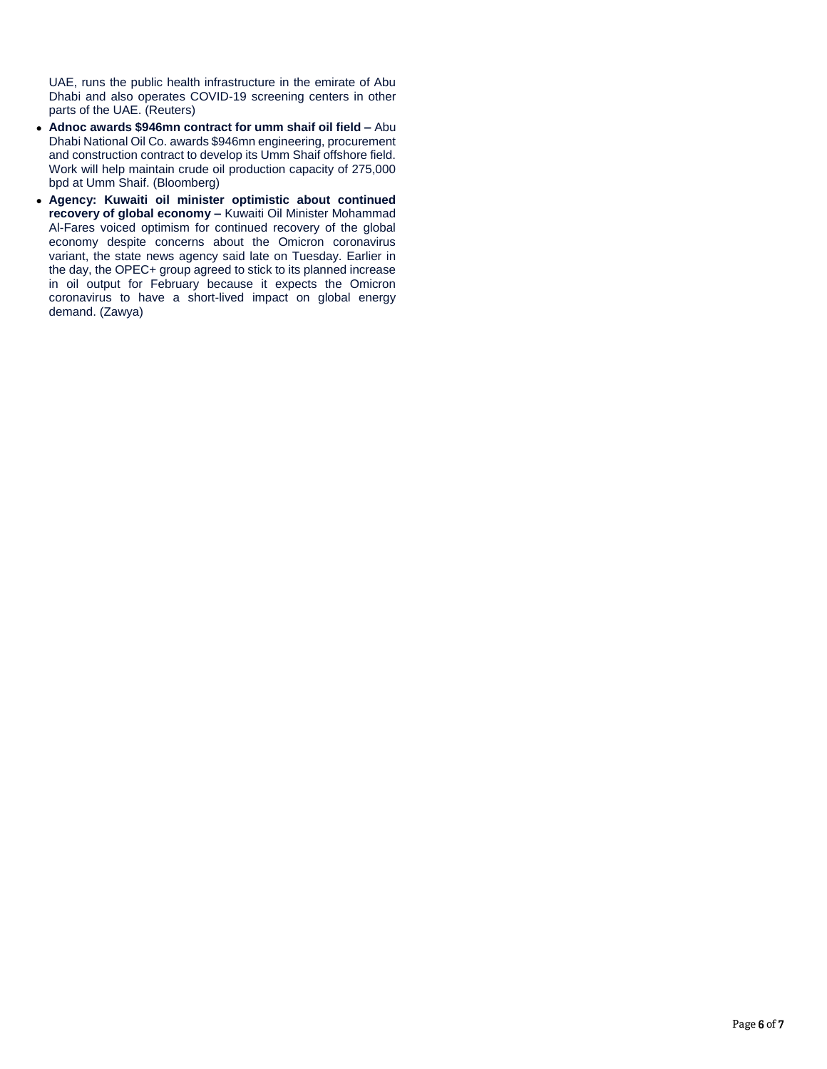UAE, runs the public health infrastructure in the emirate of Abu Dhabi and also operates COVID-19 screening centers in other parts of the UAE. (Reuters)

- **Adnoc awards $946mn contract for umm shaif oil field –** Abu Dhabi National Oil Co. awards $946mn engineering, procurement and construction contract to develop its Umm Shaif offshore field. Work will help maintain crude oil production capacity of 275,000 bpd at Umm Shaif. (Bloomberg)
- **Agency: Kuwaiti oil minister optimistic about continued recovery of global economy –** Kuwaiti Oil Minister Mohammad Al-Fares voiced optimism for continued recovery of the global economy despite concerns about the Omicron coronavirus variant, the state news agency said late on Tuesday. Earlier in the day, the OPEC+ group agreed to stick to its planned increase in oil output for February because it expects the Omicron coronavirus to have a short-lived impact on global energy demand. (Zawya)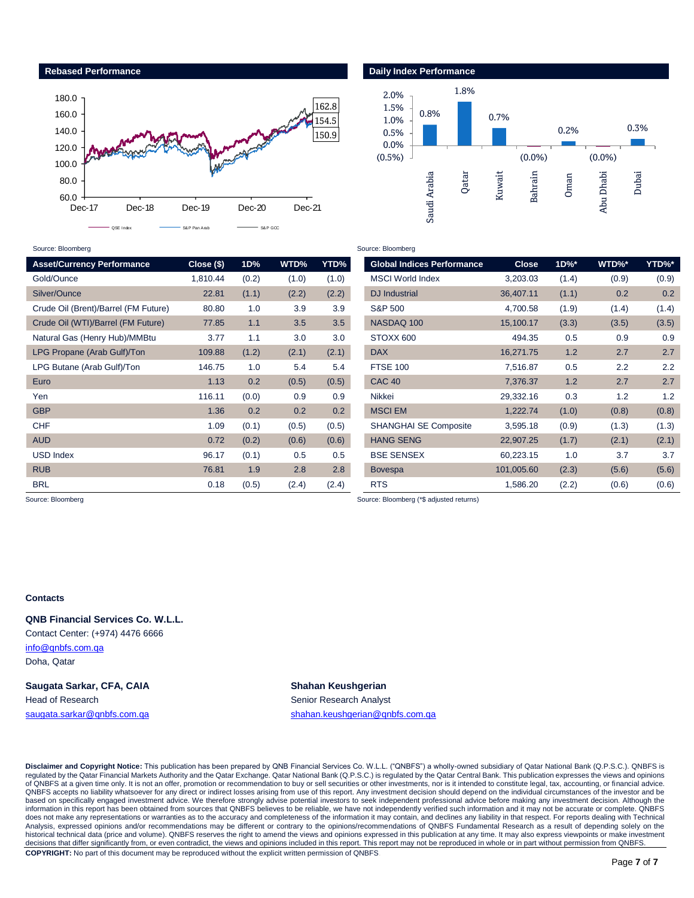**Rebased Performance**

180.0
160.0
140.0
120.0
100.0
80.0
60.0

Dec-17 Dec-18 Dec-19 Dec-20 Dec-21

162.8
154.5
150.9

QSE Index S&P Pan Arab S&P GCC

Source: Bloomberg

**Daily Index Performance**

2.0%
1.5%
1.0%
0.5%
0.0%
(0.5%)

0.8% 1.8% 0.7% (0.0%) 0.2% (0.0%) 0.3%

Saudi Arabia Qatar Kuwait Bahrain Oman Abu Dhabi Dubai

Source: Bloomberg

| Asset/Currency Performance | Close ($) | 1D% | WTD% | YTD% |
|---|---|---|---|---|
| Gold/Ounce | 1,810.44 | (0.2) | (1.0) | (1.0) |
| Silver/Ounce | 22.81 | (1.1) | (2.2) | (2.2) |
| Crude Oil (Brent)/Barrel (FM Future) | 80.80 | 1.0 | 3.9 | 3.9 |
| Crude Oil (WTI)/Barrel (FM Future) | 77.85 | 1.1 | 3.5 | 3.5 |
| Natural Gas (Henry Hub)/MMBtu | 3.77 | 1.1 | 3.0 | 3.0 |
| LPG Propane (Arab Gulf)/Ton | 109.88 | (1.2) | (2.1) | (2.1) |
| LPG Butane (Arab Gulf)/Ton | 146.75 | 1.0 | 5.4 | 5.4 |
| Euro | 1.13 | 0.2 | (0.5) | (0.5) |
| Yen | 116.11 | (0.0) | 0.9 | 0.9 |
| GBP | 1.36 | 0.2 | 0.2 | 0.2 |
| CHF | 1.09 | (0.1) | (0.5) | (0.5) |
| AUD | 0.72 | (0.2) | (0.6) | (0.6) |
| USD Index | 96.17 | (0.1) | 0.5 | 0.5 |
| RUB | 76.81 | 1.9 | 2.8 | 2.8 |
| BRL | 0.18 | (0.5) | (2.4) | (2.4) |

Source: Bloomberg

| Global Indices Performance | Close | 1D%* | WTD%* | YTD%* |
|---|---|---|---|---|
| MSCI World Index | 3,203.03 | (1.4) | (0.9) | (0.9) |
| DJ Industrial | 36,407.11 | (1.1) | 0.2 | 0.2 |
| S&P 500 | 4,700.58 | (1.9) | (1.4) | (1.4) |
| NASDAQ 100 | 15,100.17 | (3.3) | (3.5) | (3.5) |
| STOXX 600 | 494.35 | 0.5 | 0.9 | 0.9 |
| DAX | 16,271.75 | 1.2 | 2.7 | 2.7 |
| FTSE 100 | 7,516.87 | 0.5 | 2.2 | 2.2 |
| CAC 40 | 7,376.37 | 1.2 | 2.7 | 2.7 |
| Nikkei | 29,332.16 | 0.3 | 1.2 | 1.2 |
| MSCI EM | 1,222.74 | (1.0) | (0.8) | (0.8) |
| SHANGHAI SE Composite | 3,595.18 | (0.9) | (1.3) | (1.3) |
| HANG SENG | 22,907.25 | (1.7) | (2.1) | (2.1) |
| BSE SENSEX | 60,223.15 | 1.0 | 3.7 | 3.7 |
| Bovespa | 101,005.60 | (2.3) | (5.6) | (5.6) |
| RTS | 1,586.20 | (2.2) | (0.6) | (0.6) |

Source: Bloomberg (*$ adjusted returns)

**Contacts**

**QNB Financial Services Co. W.L.L.**
Contact Center: (+974) 4476 6666
info@qnbfs.com.qa
Doha, Qatar

**Saugata Sarkar, CFA, CAIA**
Head of Research
saugata.sarkar@qnbfs.com.qa

**Shahan Keushgerian**
Senior Research Analyst
shahan.keushgerian@qnbfs.com.qa

**Disclaimer and Copyright Notice:** This publication has been prepared by QNB Financial Services Co. W.L.L. ("QNBFS") a wholly-owned subsidiary of Qatar National Bank (Q.P.S.C.). QNBFS is regulated by the Qatar Financial Markets Authority and the Qatar Exchange. Qatar National Bank (Q.P.S.C.) is regulated by the Qatar Central Bank. This publication expresses the views and opinions of QNBFS at a given time only. It is not an offer, promotion or recommendation to buy or sell securities or other investments, nor is it intended to constitute legal, tax, accounting, or financial advice. QNBFS accepts no liability whatsoever for any direct or indirect losses arising from use of this report. Any investment decision should depend on the individual circumstances of the investor and be based on specifically engaged investment advice. We therefore strongly advise potential investors to seek independent professional advice before making any investment decision. Although the information in this report has been obtained from sources that QNBFS believes to be reliable, we have not independently verified such information and it may not be accurate or complete. QNBFS does not make any representations or warranties as to the accuracy and completeness of the information it may contain, and declines any liability in that respect. For reports dealing with Technical Analysis, expressed opinions and/or recommendations may be different or contrary to the opinions/recommendations of QNBFS Fundamental Research as a result of depending solely on the historical technical data (price and volume). QNBFS reserves the right to amend the views and opinions expressed in this publication at any time. It may also express viewpoints or make investment decisions that differ significantly from, or even contradict, the views and opinions included in this report. This report may not be reproduced in whole or in part without permission from QNBFS.

**COPYRIGHT:** No part of this document may be reproduced without the explicit written permission of QNBFS.